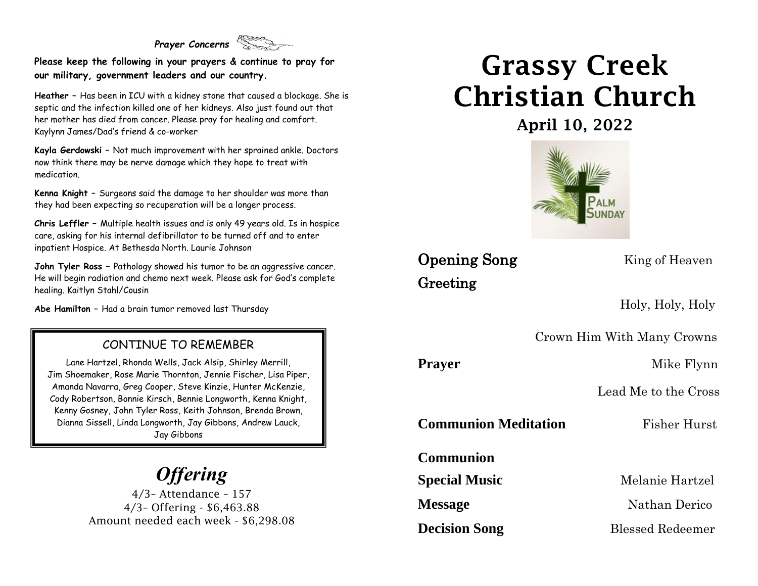*Prayer Concerns*

**Please keep the following in your prayers & continue to pray for our military, government leaders and our country.**

**Heather –** Has been in ICU with a kidney stone that caused a blockage. She is septic and the infection killed one of her kidneys. Also just found out that her mother has died from cancer. Please pray for healing and comfort. Kaylynn James/Dad's friend & co-worker

**Kayla Gerdowski –** Not much improvement with her sprained ankle. Doctors now think there may be nerve damage which they hope to treat with medication.

**Kenna Knight –** Surgeons said the damage to her shoulder was more than they had been expecting so recuperation will be a longer process.

**Chris Leffler –** Multiple health issues and is only 49 years old. Is in hospice care, asking for his internal defibrillator to be turned off and to enter inpatient Hospice. At Bethesda North. Laurie Johnson

**John Tyler Ross –** Pathology showed his tumor to be an aggressive cancer. He will begin radiation and chemo next week. Please ask for God's complete healing. Kaitlyn Stahl/Cousin

**Abe Hamilton –** Had a brain tumor removed last Thursday

### CONTINUE TO REMEMBER

Lane Hartzel, Rhonda Wells, Jack Alsip, Shirley Merrill, Jim Shoemaker, Rose Marie Thornton, Jennie Fischer, Lisa Piper, Amanda Navarra, Greg Cooper, Steve Kinzie, Hunter McKenzie, Cody Robertson, Bonnie Kirsch, Bennie Longworth, Kenna Knight, Kenny Gosney, John Tyler Ross, Keith Johnson, Brenda Brown, Dianna Sissell, Linda Longworth, Jay Gibbons, Andrew Lauck, Jay Gibbons

## *Offering*

4/3– Attendance – 157
4/3– Offering - $6,463.88
Amount needed each week - $6,298.08

# Grassy Creek Christian Church

## April 10, 2022

PALM SUNDAY

**Opening Song** King of Heaven

**Greeting**

Holy, Holy, Holy

Crown Him With Many Crowns

**Prayer** Mike Flynn

Lead Me to the Cross

**Communion Meditation** Fisher Hurst

**Communion**

**Special Music** Melanie Hartzel

**Message** Nathan Derico

**Decision Song** Blessed Redeemer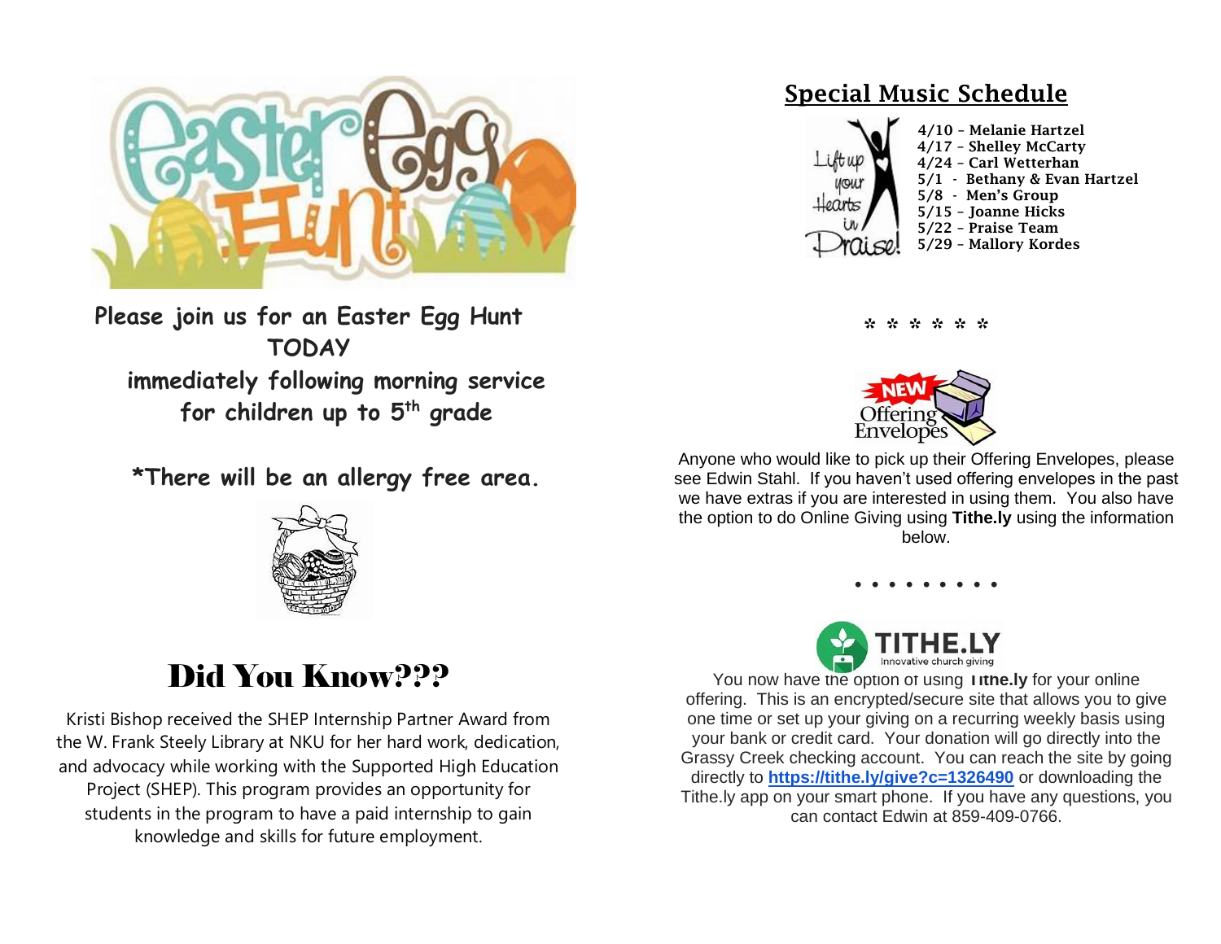Please join us for an Easter Egg Hunt
TODAY
immediately following morning service
for children up to 5th grade

*There will be an allergy free area.

# Did You Know???

Kristi Bishop received the SHEP Internship Partner Award from the W. Frank Steely Library at NKU for her hard work, dedication, and advocacy while working with the Supported High Education Project (SHEP). This program provides an opportunity for students in the program to have a paid internship to gain knowledge and skills for future employment.

## Special Music Schedule

4/10 – Melanie Hartzel
4/17 – Shelley McCarty
4/24 – Carl Wetterhan
5/1 - Bethany & Evan Hartzel
5/8 - Men's Group
5/15 – Joanne Hicks
5/22 – Praise Team
5/29 – Mallory Kordes

* * * * * *

NEW Offering Envelopes

Anyone who would like to pick up their Offering Envelopes, please see Edwin Stahl. If you haven't used offering envelopes in the past we have extras if you are interested in using them. You also have the option to do Online Giving using **Tithe.ly** using the information below.

• • • • • • • • •

TITHE.LY Innovative church giving

You now have the option of using **Tithe.ly** for your online offering. This is an encrypted/secure site that allows you to give one time or set up your giving on a recurring weekly basis using your bank or credit card. Your donation will go directly into the Grassy Creek checking account. You can reach the site by going directly to **https://tithe.ly/give?c=1326490** or downloading the Tithe.ly app on your smart phone. If you have any questions, you can contact Edwin at 859-409-0766.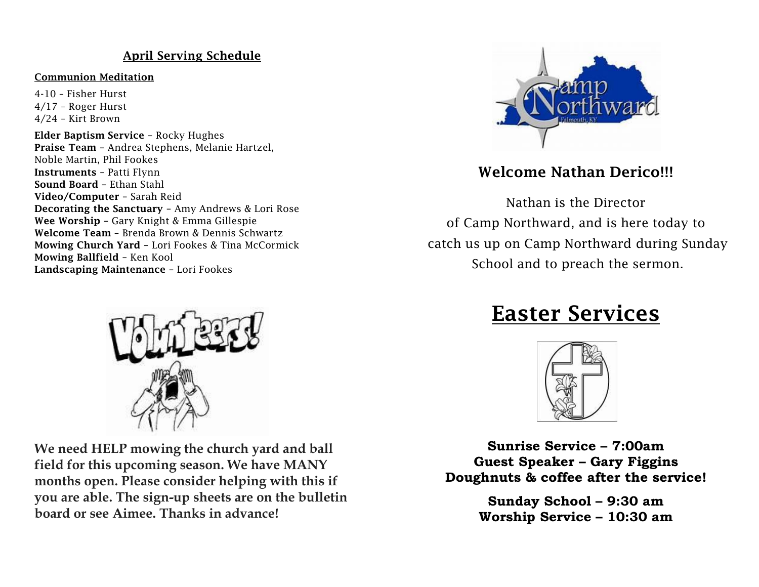## April Serving Schedule

**Communion Meditation**

4-10 – Fisher Hurst
4/17 – Roger Hurst
4/24 – Kirt Brown

**Elder Baptism Service** – Rocky Hughes
**Praise Team** – Andrea Stephens, Melanie Hartzel, Noble Martin, Phil Fookes
**Instruments** – Patti Flynn
**Sound Board** – Ethan Stahl
**Video/Computer** – Sarah Reid
**Decorating the Sanctuary** – Amy Andrews & Lori Rose
**Wee Worship** – Gary Knight & Emma Gillespie
**Welcome Team** – Brenda Brown & Dennis Schwartz
**Mowing Church Yard** – Lori Fookes & Tina McCormick
**Mowing Ballfield** – Ken Kool
**Landscaping Maintenance** – Lori Fookes

**We need HELP mowing the church yard and ball field for this upcoming season. We have MANY months open. Please consider helping with this if you are able. The sign-up sheets are on the bulletin board or see Aimee. Thanks in advance!**

### Welcome Nathan Derico!!!

Nathan is the Director of Camp Northward, and is here today to catch us up on Camp Northward during Sunday School and to preach the sermon.

## Easter Services

**Sunrise Service – 7:00am**
**Guest Speaker – Gary Figgins**
**Doughnuts & coffee after the service!**

**Sunday School – 9:30 am**
**Worship Service – 10:30 am**